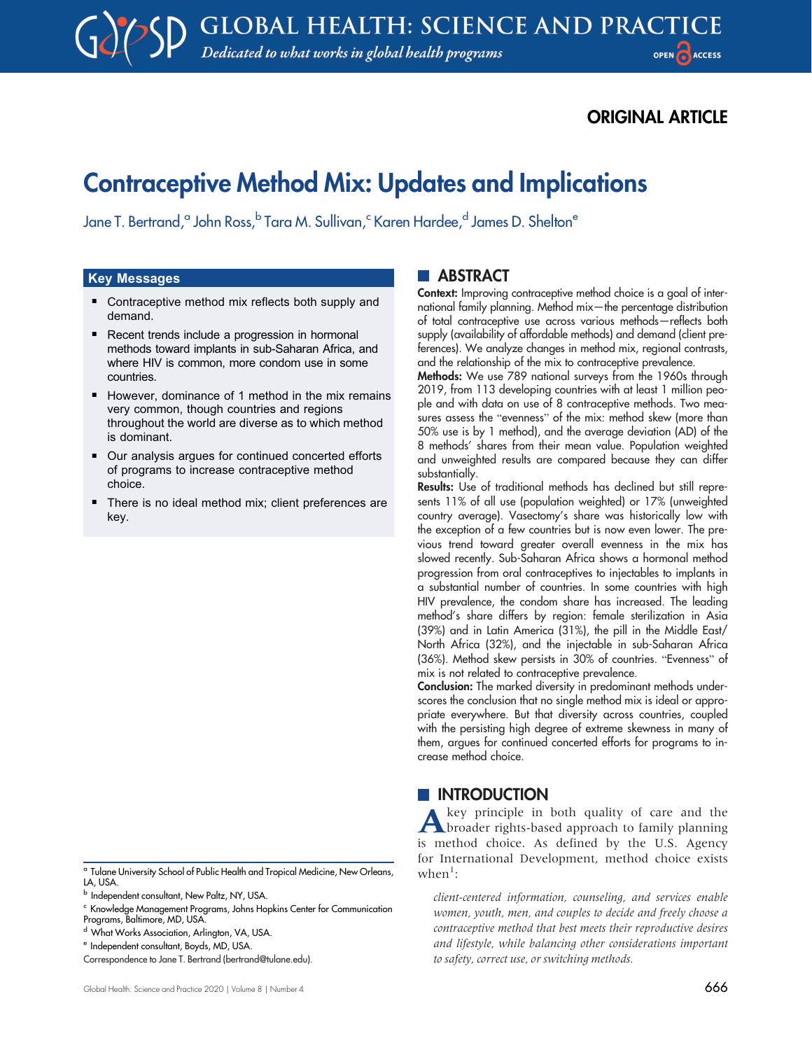ORIGINAL ARTICLE

# Contraceptive Method Mix: Updates and Implications

Jane T. Bertrand,[a] John Ross,[b] Tara M. Sullivan,[c] Karen Hardee,[d] James D. Shelton[e]

## Key Messages

- Contraceptive method mix reflects both supply and demand.
- Recent trends include a progression in hormonal methods toward implants in sub-Saharan Africa, and where HIV is common, more condom use in some countries.
- However, dominance of 1 method in the mix remains very common, though countries and regions throughout the world are diverse as to which method is dominant.
- Our analysis argues for continued concerted efforts of programs to increase contraceptive method choice.
- There is no ideal method mix; client preferences are key.

## ABSTRACT

**Context:** Improving contraceptive method choice is a goal of international family planning. Method mix—the percentage distribution of total contraceptive use across various methods—reflects both supply (availability of affordable methods) and demand (client preferences). We analyze changes in method mix, regional contrasts, and the relationship of the mix to contraceptive prevalence.

**Methods:** We use 789 national surveys from the 1960s through 2019, from 113 developing countries with at least 1 million people and with data on use of 8 contraceptive methods. Two measures assess the "evenness" of the mix: method skew (more than 50% use is by 1 method), and the average deviation (AD) of the 8 methods' shares from their mean value. Population weighted and unweighted results are compared because they can differ substantially.

**Results:** Use of traditional methods has declined but still represents 11% of all use (population weighted) or 17% (unweighted country average). Vasectomy's share was historically low with the exception of a few countries but is now even lower. The previous trend toward greater overall evenness in the mix has slowed recently. Sub-Saharan Africa shows a hormonal method progression from oral contraceptives to injectables to implants in a substantial number of countries. In some countries with high HIV prevalence, the condom share has increased. The leading method's share differs by region: female sterilization in Asia (39%) and in Latin America (31%), the pill in the Middle East/North Africa (32%), and the injectable in sub-Saharan Africa (36%). Method skew persists in 30% of countries. "Evenness" of mix is not related to contraceptive prevalence.

**Conclusion:** The marked diversity in predominant methods underscores the conclusion that no single method mix is ideal or appropriate everywhere. But that diversity across countries, coupled with the persisting high degree of extreme skewness in many of them, argues for continued concerted efforts for programs to increase method choice.

## INTRODUCTION

A key principle in both quality of care and the broader rights-based approach to family planning is method choice. As defined by the U.S. Agency for International Development, method choice exists when[1]:

> *client-centered information, counseling, and services enable women, youth, men, and couples to decide and freely choose a contraceptive method that best meets their reproductive desires and lifestyle, while balancing other considerations important to safety, correct use, or switching methods.*

---

[a] Tulane University School of Public Health and Tropical Medicine, New Orleans, LA, USA.

[b] Independent consultant, New Paltz, NY, USA.

[c] Knowledge Management Programs, Johns Hopkins Center for Communication Programs, Baltimore, MD, USA.

[d] What Works Association, Arlington, VA, USA.

[e] Independent consultant, Boyds, MD, USA.

Correspondence to Jane T. Bertrand (bertrand@tulane.edu).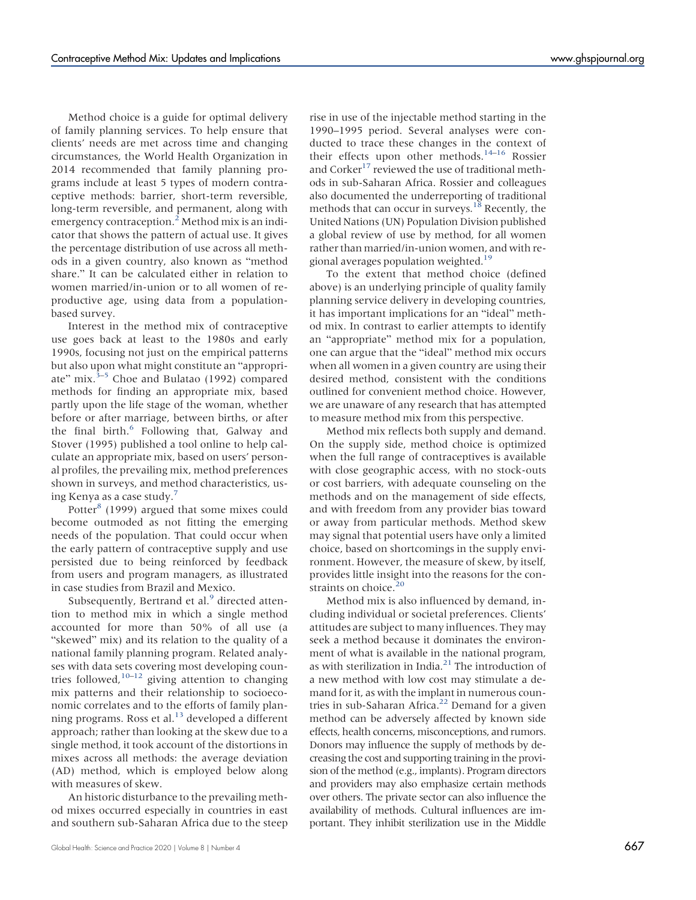Method choice is a guide for optimal delivery of family planning services. To help ensure that clients' needs are met across time and changing circumstances, the World Health Organization in 2014 recommended that family planning programs include at least 5 types of modern contraceptive methods: barrier, short-term reversible, long-term reversible, and permanent, along with emergency contraception.[2] Method mix is an indicator that shows the pattern of actual use. It gives the percentage distribution of use across all methods in a given country, also known as "method share." It can be calculated either in relation to women married/in-union or to all women of reproductive age, using data from a population-based survey.

Interest in the method mix of contraceptive use goes back at least to the 1980s and early 1990s, focusing not just on the empirical patterns but also upon what might constitute an "appropriate" mix.[3–5] Choe and Bulatao (1992) compared methods for finding an appropriate mix, based partly upon the life stage of the woman, whether before or after marriage, between births, or after the final birth.[6] Following that, Galway and Stover (1995) published a tool online to help calculate an appropriate mix, based on users' personal profiles, the prevailing mix, method preferences shown in surveys, and method characteristics, using Kenya as a case study.[7]

Potter[8] (1999) argued that some mixes could become outmoded as not fitting the emerging needs of the population. That could occur when the early pattern of contraceptive supply and use persisted due to being reinforced by feedback from users and program managers, as illustrated in case studies from Brazil and Mexico.

Subsequently, Bertrand et al.[9] directed attention to method mix in which a single method accounted for more than 50% of all use (a "skewed" mix) and its relation to the quality of a national family planning program. Related analyses with data sets covering most developing countries followed,[10–12] giving attention to changing mix patterns and their relationship to socioeconomic correlates and to the efforts of family planning programs. Ross et al.[13] developed a different approach; rather than looking at the skew due to a single method, it took account of the distortions in mixes across all methods: the average deviation (AD) method, which is employed below along with measures of skew.

An historic disturbance to the prevailing method mixes occurred especially in countries in east and southern sub-Saharan Africa due to the steep rise in use of the injectable method starting in the 1990–1995 period. Several analyses were conducted to trace these changes in the context of their effects upon other methods.[14–16] Rossier and Corker[17] reviewed the use of traditional methods in sub-Saharan Africa. Rossier and colleagues also documented the underreporting of traditional methods that can occur in surveys.[18] Recently, the United Nations (UN) Population Division published a global review of use by method, for all women rather than married/in-union women, and with regional averages population weighted.[19]

To the extent that method choice (defined above) is an underlying principle of quality family planning service delivery in developing countries, it has important implications for an "ideal" method mix. In contrast to earlier attempts to identify an "appropriate" method mix for a population, one can argue that the "ideal" method mix occurs when all women in a given country are using their desired method, consistent with the conditions outlined for convenient method choice. However, we are unaware of any research that has attempted to measure method mix from this perspective.

Method mix reflects both supply and demand. On the supply side, method choice is optimized when the full range of contraceptives is available with close geographic access, with no stock-outs or cost barriers, with adequate counseling on the methods and on the management of side effects, and with freedom from any provider bias toward or away from particular methods. Method skew may signal that potential users have only a limited choice, based on shortcomings in the supply environment. However, the measure of skew, by itself, provides little insight into the reasons for the constraints on choice.[20]

Method mix is also influenced by demand, including individual or societal preferences. Clients' attitudes are subject to many influences. They may seek a method because it dominates the environment of what is available in the national program, as with sterilization in India.[21] The introduction of a new method with low cost may stimulate a demand for it, as with the implant in numerous countries in sub-Saharan Africa.[22] Demand for a given method can be adversely affected by known side effects, health concerns, misconceptions, and rumors. Donors may influence the supply of methods by decreasing the cost and supporting training in the provision of the method (e.g., implants). Program directors and providers may also emphasize certain methods over others. The private sector can also influence the availability of methods. Cultural influences are important. They inhibit sterilization use in the Middle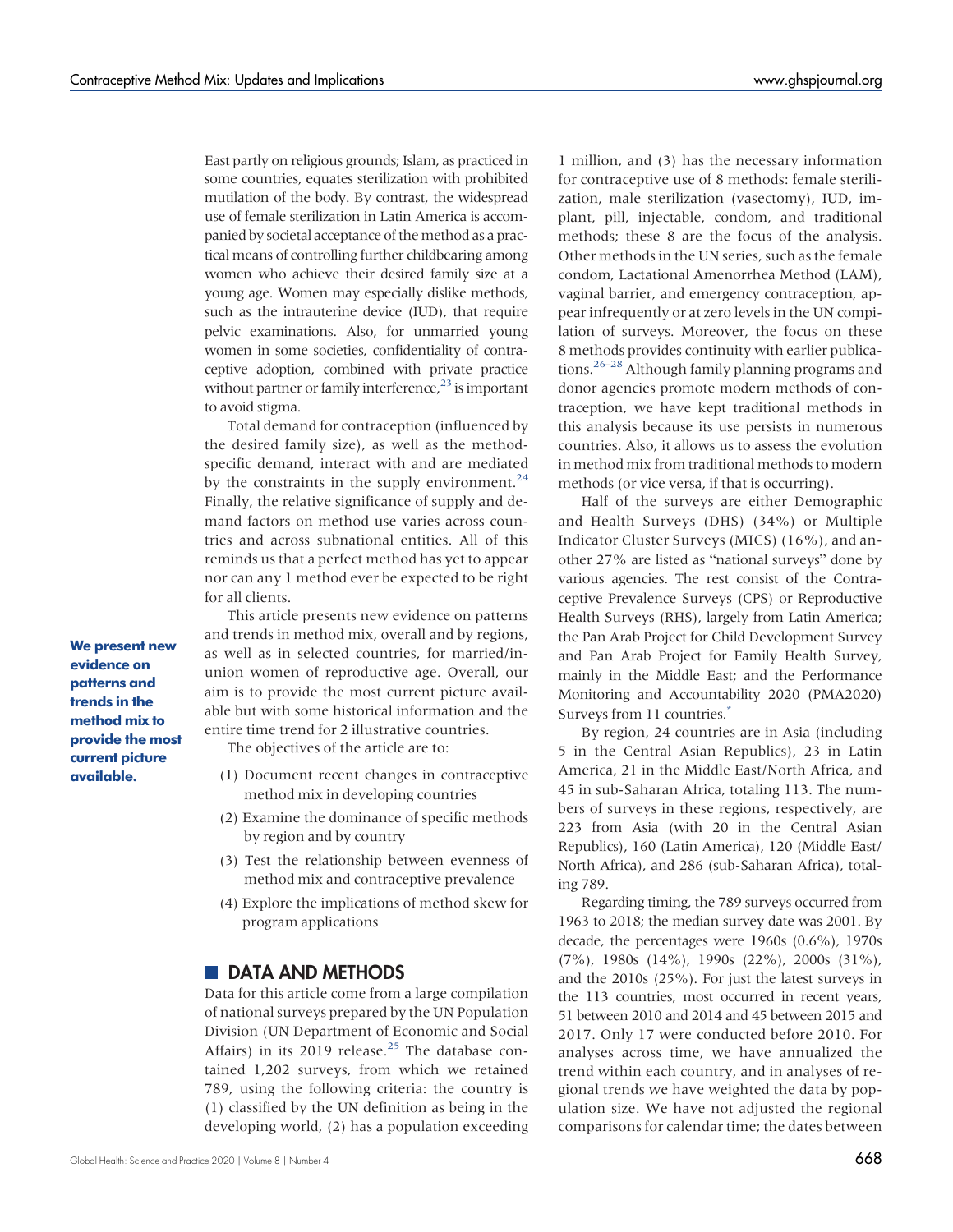East partly on religious grounds; Islam, as practiced in some countries, equates sterilization with prohibited mutilation of the body. By contrast, the widespread use of female sterilization in Latin America is accompanied by societal acceptance of the method as a practical means of controlling further childbearing among women who achieve their desired family size at a young age. Women may especially dislike methods, such as the intrauterine device (IUD), that require pelvic examinations. Also, for unmarried young women in some societies, confidentiality of contraceptive adoption, combined with private practice without partner or family interference,[23] is important to avoid stigma.

Total demand for contraception (influenced by the desired family size), as well as the method-specific demand, interact with and are mediated by the constraints in the supply environment.[24] Finally, the relative significance of supply and demand factors on method use varies across countries and across subnational entities. All of this reminds us that a perfect method has yet to appear nor can any 1 method ever be expected to be right for all clients.

**We present new evidence on patterns and trends in the method mix to provide the most current picture available.**

This article presents new evidence on patterns and trends in method mix, overall and by regions, as well as in selected countries, for married/in-union women of reproductive age. Overall, our aim is to provide the most current picture available but with some historical information and the entire time trend for 2 illustrative countries.

The objectives of the article are to:

(1) Document recent changes in contraceptive method mix in developing countries
(2) Examine the dominance of specific methods by region and by country
(3) Test the relationship between evenness of method mix and contraceptive prevalence
(4) Explore the implications of method skew for program applications

## DATA AND METHODS

Data for this article come from a large compilation of national surveys prepared by the UN Population Division (UN Department of Economic and Social Affairs) in its 2019 release.[25] The database contained 1,202 surveys, from which we retained 789, using the following criteria: the country is (1) classified by the UN definition as being in the developing world, (2) has a population exceeding 1 million, and (3) has the necessary information for contraceptive use of 8 methods: female sterilization, male sterilization (vasectomy), IUD, implant, pill, injectable, condom, and traditional methods; these 8 are the focus of the analysis. Other methods in the UN series, such as the female condom, Lactational Amenorrhea Method (LAM), vaginal barrier, and emergency contraception, appear infrequently or at zero levels in the UN compilation of surveys. Moreover, the focus on these 8 methods provides continuity with earlier publications.[26–28] Although family planning programs and donor agencies promote modern methods of contraception, we have kept traditional methods in this analysis because its use persists in numerous countries. Also, it allows us to assess the evolution in method mix from traditional methods to modern methods (or vice versa, if that is occurring).

Half of the surveys are either Demographic and Health Surveys (DHS) (34%) or Multiple Indicator Cluster Surveys (MICS) (16%), and another 27% are listed as "national surveys" done by various agencies. The rest consist of the Contraceptive Prevalence Surveys (CPS) or Reproductive Health Surveys (RHS), largely from Latin America; the Pan Arab Project for Child Development Survey and Pan Arab Project for Family Health Survey, mainly in the Middle East; and the Performance Monitoring and Accountability 2020 (PMA2020) Surveys from 11 countries.[*]

By region, 24 countries are in Asia (including 5 in the Central Asian Republics), 23 in Latin America, 21 in the Middle East/North Africa, and 45 in sub-Saharan Africa, totaling 113. The numbers of surveys in these regions, respectively, are 223 from Asia (with 20 in the Central Asian Republics), 160 (Latin America), 120 (Middle East/North Africa), and 286 (sub-Saharan Africa), totaling 789.

Regarding timing, the 789 surveys occurred from 1963 to 2018; the median survey date was 2001. By decade, the percentages were 1960s (0.6%), 1970s (7%), 1980s (14%), 1990s (22%), 2000s (31%), and the 2010s (25%). For just the latest surveys in the 113 countries, most occurred in recent years, 51 between 2010 and 2014 and 45 between 2015 and 2017. Only 17 were conducted before 2010. For analyses across time, we have annualized the trend within each country, and in analyses of regional trends we have weighted the data by population size. We have not adjusted the regional comparisons for calendar time; the dates between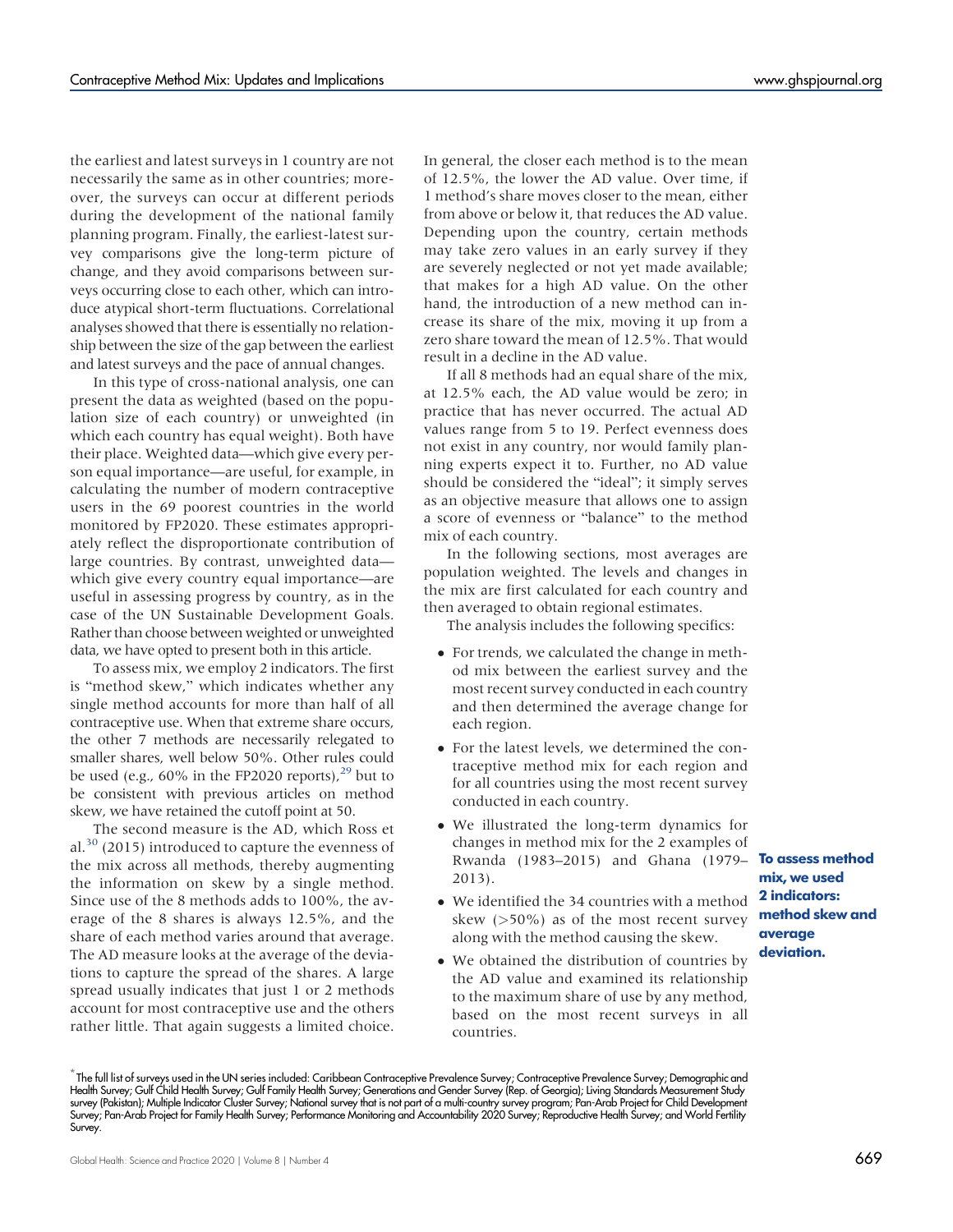the earliest and latest surveys in 1 country are not necessarily the same as in other countries; moreover, the surveys can occur at different periods during the development of the national family planning program. Finally, the earliest-latest survey comparisons give the long-term picture of change, and they avoid comparisons between surveys occurring close to each other, which can introduce atypical short-term fluctuations. Correlational analyses showed that there is essentially no relationship between the size of the gap between the earliest and latest surveys and the pace of annual changes.

In this type of cross-national analysis, one can present the data as weighted (based on the population size of each country) or unweighted (in which each country has equal weight). Both have their place. Weighted data—which give every person equal importance—are useful, for example, in calculating the number of modern contraceptive users in the 69 poorest countries in the world monitored by FP2020. These estimates appropriately reflect the disproportionate contribution of large countries. By contrast, unweighted data—which give every country equal importance—are useful in assessing progress by country, as in the case of the UN Sustainable Development Goals. Rather than choose between weighted or unweighted data, we have opted to present both in this article.

To assess mix, we employ 2 indicators. The first is "method skew," which indicates whether any single method accounts for more than half of all contraceptive use. When that extreme share occurs, the other 7 methods are necessarily relegated to smaller shares, well below 50%. Other rules could be used (e.g., 60% in the FP2020 reports),[29] but to be consistent with previous articles on method skew, we have retained the cutoff point at 50.

The second measure is the AD, which Ross et al.[30] (2015) introduced to capture the evenness of the mix across all methods, thereby augmenting the information on skew by a single method. Since use of the 8 methods adds to 100%, the average of the 8 shares is always 12.5%, and the share of each method varies around that average. The AD measure looks at the average of the deviations to capture the spread of the shares. A large spread usually indicates that just 1 or 2 methods account for most contraceptive use and the others rather little. That again suggests a limited choice. In general, the closer each method is to the mean of 12.5%, the lower the AD value. Over time, if 1 method's share moves closer to the mean, either from above or below it, that reduces the AD value. Depending upon the country, certain methods may take zero values in an early survey if they are severely neglected or not yet made available; that makes for a high AD value. On the other hand, the introduction of a new method can increase its share of the mix, moving it up from a zero share toward the mean of 12.5%. That would result in a decline in the AD value.

If all 8 methods had an equal share of the mix, at 12.5% each, the AD value would be zero; in practice that has never occurred. The actual AD values range from 5 to 19. Perfect evenness does not exist in any country, nor would family planning experts expect it to. Further, no AD value should be considered the "ideal"; it simply serves as an objective measure that allows one to assign a score of evenness or "balance" to the method mix of each country.

In the following sections, most averages are population weighted. The levels and changes in the mix are first calculated for each country and then averaged to obtain regional estimates.

The analysis includes the following specifics:

- For trends, we calculated the change in method mix between the earliest survey and the most recent survey conducted in each country and then determined the average change for each region.
- For the latest levels, we determined the contraceptive method mix for each region and for all countries using the most recent survey conducted in each country.
- We illustrated the long-term dynamics for changes in method mix for the 2 examples of Rwanda (1983–2015) and Ghana (1979–2013).
- We identified the 34 countries with a method skew (>50%) as of the most recent survey along with the method causing the skew.
- We obtained the distribution of countries by the AD value and examined its relationship to the maximum share of use by any method, based on the most recent surveys in all countries.

**To assess method mix, we used 2 indicators: method skew and average deviation.**

[*] The full list of surveys used in the UN series included: Caribbean Contraceptive Prevalence Survey; Contraceptive Prevalence Survey; Demographic and Health Survey; Gulf Child Health Survey; Gulf Family Health Survey; Generations and Gender Survey (Rep. of Georgia); Living Standards Measurement Study survey (Pakistan); Multiple Indicator Cluster Survey; National survey that is not part of a multi-country survey program; Pan-Arab Project for Child Development Survey; Pan-Arab Project for Family Health Survey; Performance Monitoring and Accountability 2020 Survey; Reproductive Health Survey; and World Fertility Survey.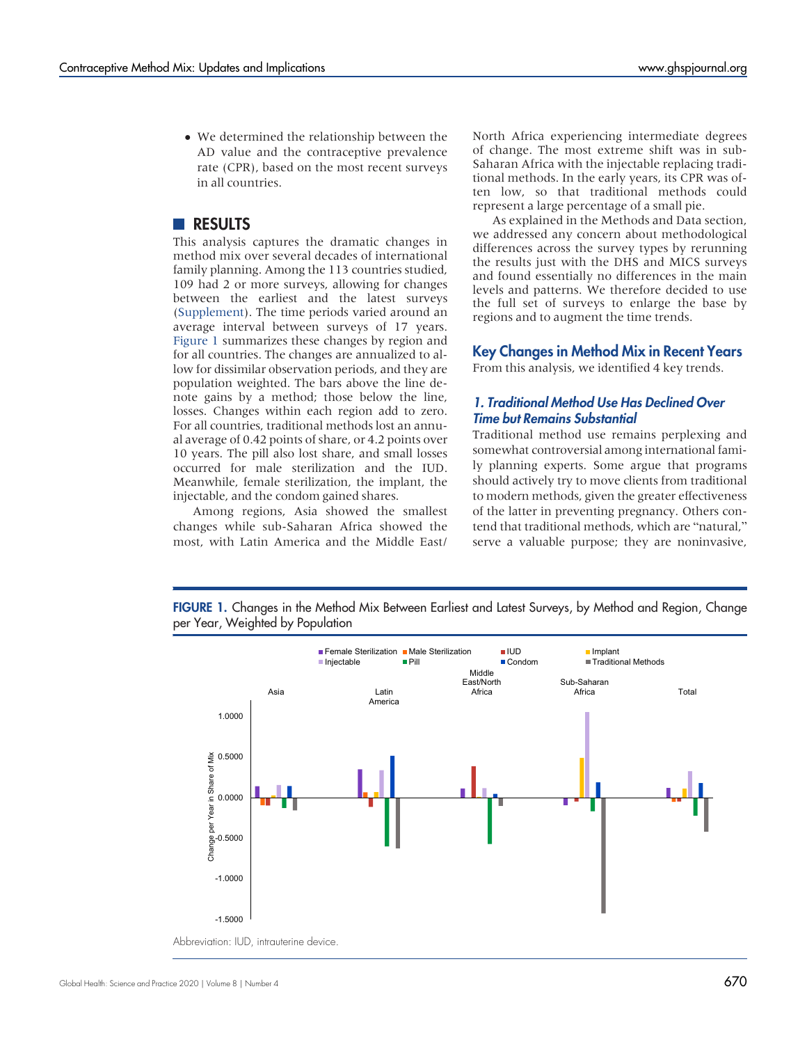- We determined the relationship between the AD value and the contraceptive prevalence rate (CPR), based on the most recent surveys in all countries.

## RESULTS

This analysis captures the dramatic changes in method mix over several decades of international family planning. Among the 113 countries studied, 109 had 2 or more surveys, allowing for changes between the earliest and the latest surveys (Supplement). The time periods varied around an average interval between surveys of 17 years. Figure 1 summarizes these changes by region and for all countries. The changes are annualized to allow for dissimilar observation periods, and they are population weighted. The bars above the line denote gains by a method; those below the line, losses. Changes within each region add to zero. For all countries, traditional methods lost an annual average of 0.42 points of share, or 4.2 points over 10 years. The pill also lost share, and small losses occurred for male sterilization and the IUD. Meanwhile, female sterilization, the implant, the injectable, and the condom gained shares.

Among regions, Asia showed the smallest changes while sub-Saharan Africa showed the most, with Latin America and the Middle East/North Africa experiencing intermediate degrees of change. The most extreme shift was in sub-Saharan Africa with the injectable replacing traditional methods. In the early years, its CPR was often low, so that traditional methods could represent a large percentage of a small pie.

As explained in the Methods and Data section, we addressed any concern about methodological differences across the survey types by rerunning the results just with the DHS and MICS surveys and found essentially no differences in the main levels and patterns. We therefore decided to use the full set of surveys to enlarge the base by regions and to augment the time trends.

### Key Changes in Method Mix in Recent Years

From this analysis, we identified 4 key trends.

#### *1. Traditional Method Use Has Declined Over Time but Remains Substantial*

Traditional method use remains perplexing and somewhat controversial among international family planning experts. Some argue that programs should actively try to move clients from traditional to modern methods, given the greater effectiveness of the latter in preventing pregnancy. Others contend that traditional methods, which are "natural," serve a valuable purpose; they are noninvasive,

**FIGURE 1.** Changes in the Method Mix Between Earliest and Latest Surveys, by Method and Region, Change per Year, Weighted by Population

Abbreviation: IUD, intrauterine device.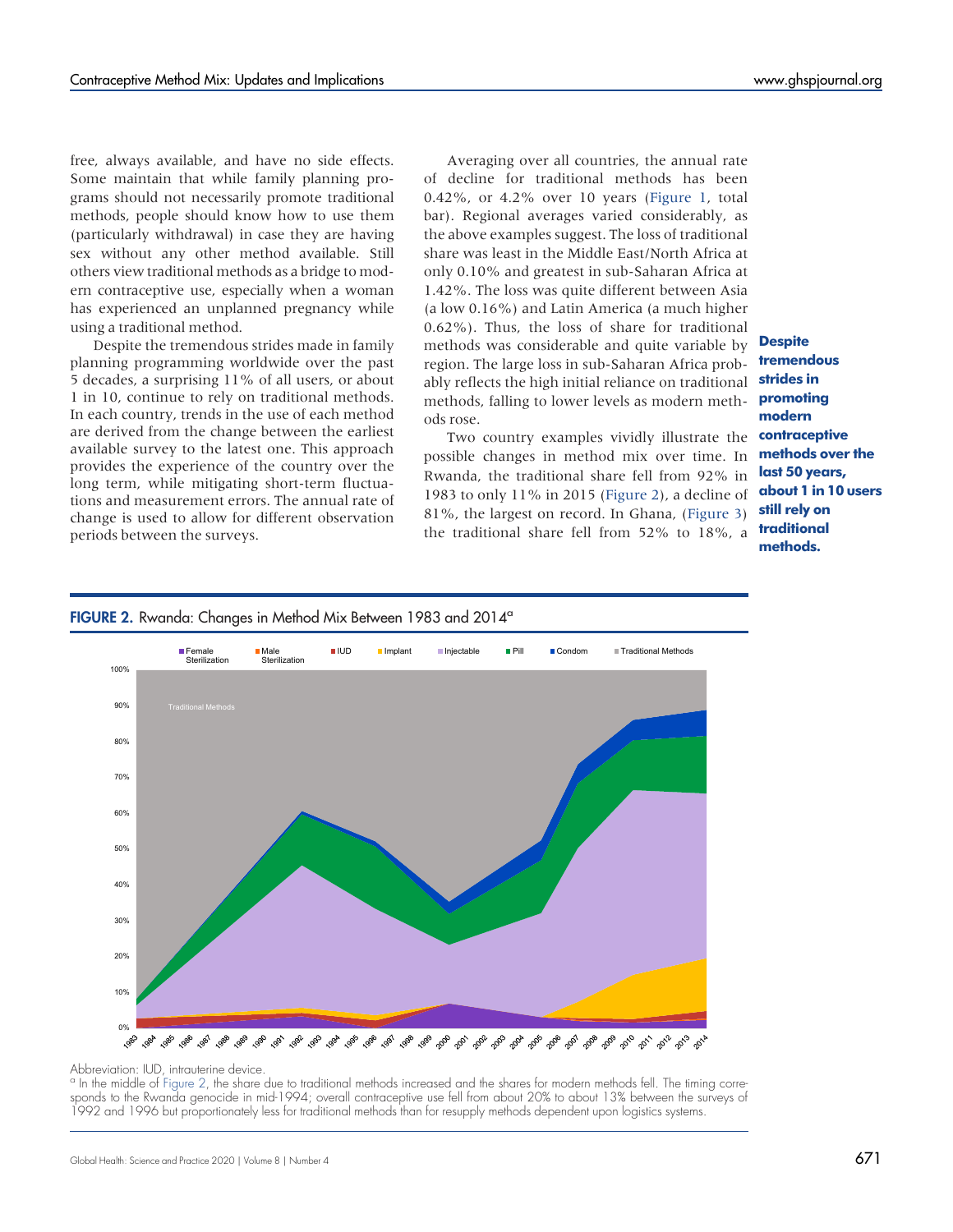free, always available, and have no side effects. Some maintain that while family planning programs should not necessarily promote traditional methods, people should know how to use them (particularly withdrawal) in case they are having sex without any other method available. Still others view traditional methods as a bridge to modern contraceptive use, especially when a woman has experienced an unplanned pregnancy while using a traditional method.

Despite the tremendous strides made in family planning programming worldwide over the past 5 decades, a surprising 11% of all users, or about 1 in 10, continue to rely on traditional methods. In each country, trends in the use of each method are derived from the change between the earliest available survey to the latest one. This approach provides the experience of the country over the long term, while mitigating short-term fluctuations and measurement errors. The annual rate of change is used to allow for different observation periods between the surveys.

Averaging over all countries, the annual rate of decline for traditional methods has been 0.42%, or 4.2% over 10 years (Figure 1, total bar). Regional averages varied considerably, as the above examples suggest. The loss of traditional share was least in the Middle East/North Africa at only 0.10% and greatest in sub-Saharan Africa at 1.42%. The loss was quite different between Asia (a low 0.16%) and Latin America (a much higher 0.62%). Thus, the loss of share for traditional methods was considerable and quite variable by region. The large loss in sub-Saharan Africa probably reflects the high initial reliance on traditional methods, falling to lower levels as modern methods rose.

**Despite tremendous strides in promoting modern contraceptive methods over the last 50 years, about 1 in 10 users still rely on traditional methods.**

Two country examples vividly illustrate the possible changes in method mix over time. In Rwanda, the traditional share fell from 92% in 1983 to only 11% in 2015 (Figure 2), a decline of 81%, the largest on record. In Ghana, (Figure 3) the traditional share fell from 52% to 18%, a

**FIGURE 2.** Rwanda: Changes in Method Mix Between 1983 and 2014[a]

Abbreviation: IUD, intrauterine device.

[a] In the middle of Figure 2, the share due to traditional methods increased and the shares for modern methods fell. The timing corresponds to the Rwanda genocide in mid-1994; overall contraceptive use fell from about 20% to about 13% between the surveys of 1992 and 1996 but proportionately less for traditional methods than for resupply methods dependent upon logistics systems.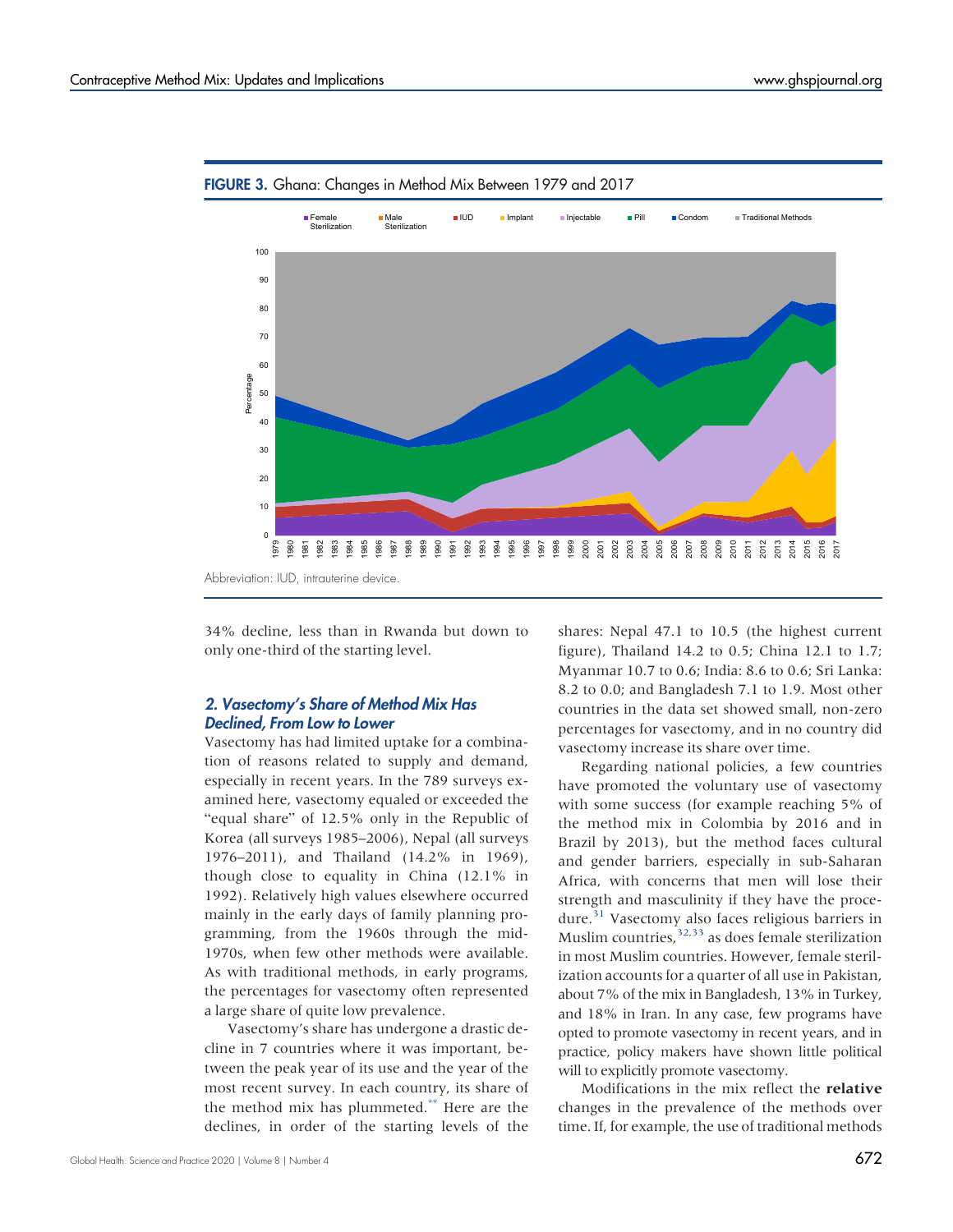**FIGURE 3.** Ghana: Changes in Method Mix Between 1979 and 2017

Abbreviation: IUD, intrauterine device.

34% decline, less than in Rwanda but down to only one-third of the starting level.

### *2. Vasectomy's Share of Method Mix Has Declined, From Low to Lower*

Vasectomy has had limited uptake for a combination of reasons related to supply and demand, especially in recent years. In the 789 surveys examined here, vasectomy equaled or exceeded the "equal share" of 12.5% only in the Republic of Korea (all surveys 1985–2006), Nepal (all surveys 1976–2011), and Thailand (14.2% in 1969), though close to equality in China (12.1% in 1992). Relatively high values elsewhere occurred mainly in the early days of family planning programming, from the 1960s through the mid-1970s, when few other methods were available. As with traditional methods, in early programs, the percentages for vasectomy often represented a large share of quite low prevalence.

Vasectomy's share has undergone a drastic decline in 7 countries where it was important, between the peak year of its use and the year of the most recent survey. In each country, its share of the method mix has plummeted.** Here are the declines, in order of the starting levels of the shares: Nepal 47.1 to 10.5 (the highest current figure), Thailand 14.2 to 0.5; China 12.1 to 1.7; Myanmar 10.7 to 0.6; India: 8.6 to 0.6; Sri Lanka: 8.2 to 0.0; and Bangladesh 7.1 to 1.9. Most other countries in the data set showed small, non-zero percentages for vasectomy, and in no country did vasectomy increase its share over time.

Regarding national policies, a few countries have promoted the voluntary use of vasectomy with some success (for example reaching 5% of the method mix in Colombia by 2016 and in Brazil by 2013), but the method faces cultural and gender barriers, especially in sub-Saharan Africa, with concerns that men will lose their strength and masculinity if they have the procedure.[31] Vasectomy also faces religious barriers in Muslim countries,[32,33] as does female sterilization in most Muslim countries. However, female sterilization accounts for a quarter of all use in Pakistan, about 7% of the mix in Bangladesh, 13% in Turkey, and 18% in Iran. In any case, few programs have opted to promote vasectomy in recent years, and in practice, policy makers have shown little political will to explicitly promote vasectomy.

Modifications in the mix reflect the **relative** changes in the prevalence of the methods over time. If, for example, the use of traditional methods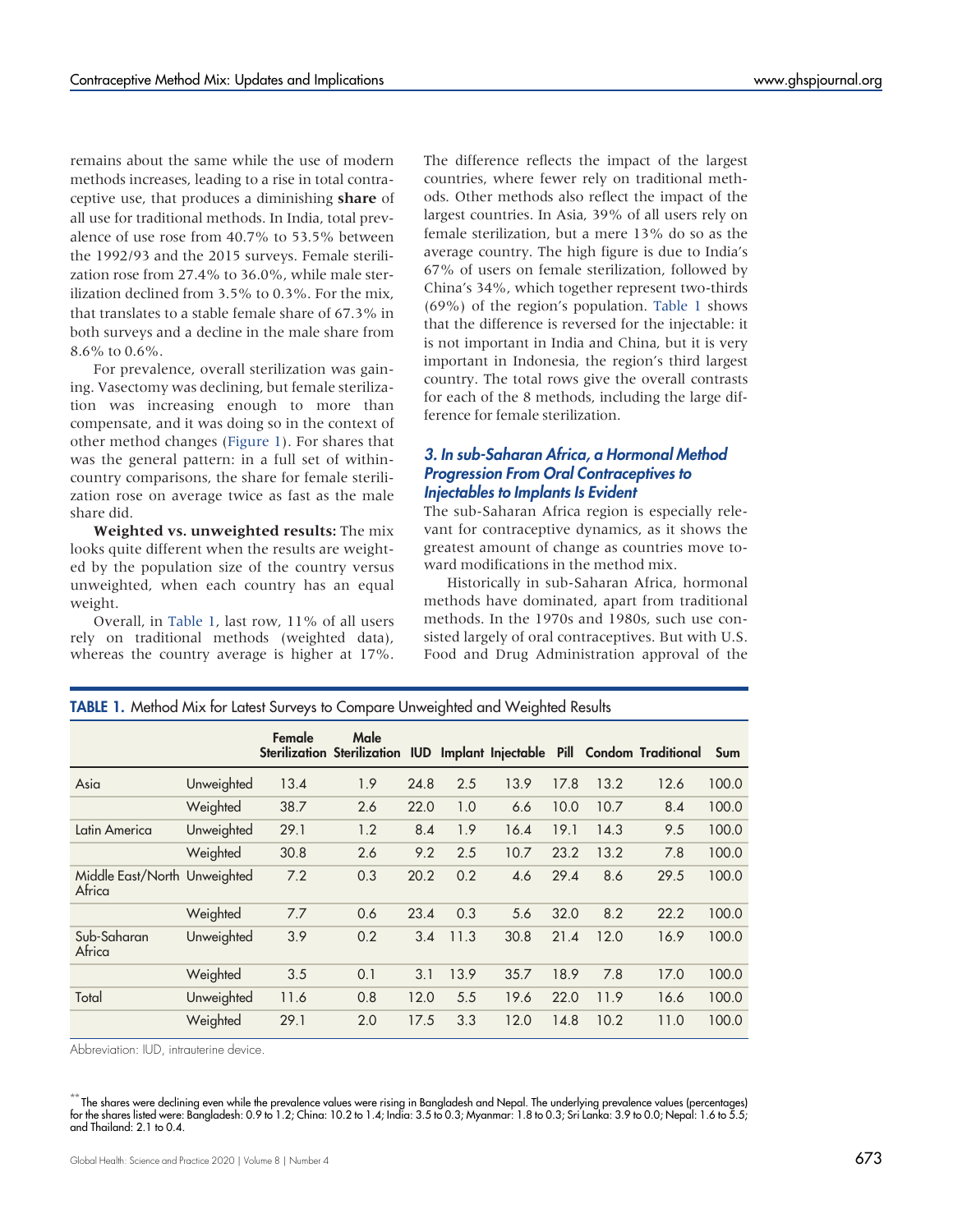remains about the same while the use of modern methods increases, leading to a rise in total contraceptive use, that produces a diminishing **share** of all use for traditional methods. In India, total prevalence of use rose from 40.7% to 53.5% between the 1992/93 and the 2015 surveys. Female sterilization rose from 27.4% to 36.0%, while male sterilization declined from 3.5% to 0.3%. For the mix, that translates to a stable female share of 67.3% in both surveys and a decline in the male share from 8.6% to 0.6%.

For prevalence, overall sterilization was gaining. Vasectomy was declining, but female sterilization was increasing enough to more than compensate, and it was doing so in the context of other method changes (Figure 1). For shares that was the general pattern: in a full set of within-country comparisons, the share for female sterilization rose on average twice as fast as the male share did.

**Weighted vs. unweighted results:** The mix looks quite different when the results are weighted by the population size of the country versus unweighted, when each country has an equal weight.

Overall, in Table 1, last row, 11% of all users rely on traditional methods (weighted data), whereas the country average is higher at 17%. The difference reflects the impact of the largest countries, where fewer rely on traditional methods. Other methods also reflect the impact of the largest countries. In Asia, 39% of all users rely on female sterilization, but a mere 13% do so as the average country. The high figure is due to India's 67% of users on female sterilization, followed by China's 34%, which together represent two-thirds (69%) of the region's population. Table 1 shows that the difference is reversed for the injectable: it is not important in India and China, but it is very important in Indonesia, the region's third largest country. The total rows give the overall contrasts for each of the 8 methods, including the large difference for female sterilization.

### *3. In sub-Saharan Africa, a Hormonal Method Progression From Oral Contraceptives to Injectables to Implants Is Evident*

The sub-Saharan Africa region is especially relevant for contraceptive dynamics, as it shows the greatest amount of change as countries move toward modifications in the method mix.

Historically in sub-Saharan Africa, hormonal methods have dominated, apart from traditional methods. In the 1970s and 1980s, such use consisted largely of oral contraceptives. But with U.S. Food and Drug Administration approval of the

**TABLE 1.** Method Mix for Latest Surveys to Compare Unweighted and Weighted Results

| | | Female Sterilization | Male Sterilization | IUD | Implant | Injectable | Pill | Condom | Traditional | Sum |
|---|---|---|---|---|---|---|---|---|---|---|
| Asia | Unweighted | 13.4 | 1.9 | 24.8 | 2.5 | 13.9 | 17.8 | 13.2 | 12.6 | 100.0 |
| | Weighted | 38.7 | 2.6 | 22.0 | 1.0 | 6.6 | 10.0 | 10.7 | 8.4 | 100.0 |
| Latin America | Unweighted | 29.1 | 1.2 | 8.4 | 1.9 | 16.4 | 19.1 | 14.3 | 9.5 | 100.0 |
| | Weighted | 30.8 | 2.6 | 9.2 | 2.5 | 10.7 | 23.2 | 13.2 | 7.8 | 100.0 |
| Middle East/North Africa | Unweighted | 7.2 | 0.3 | 20.2 | 0.2 | 4.6 | 29.4 | 8.6 | 29.5 | 100.0 |
| | Weighted | 7.7 | 0.6 | 23.4 | 0.3 | 5.6 | 32.0 | 8.2 | 22.2 | 100.0 |
| Sub-Saharan Africa | Unweighted | 3.9 | 0.2 | 3.4 | 11.3 | 30.8 | 21.4 | 12.0 | 16.9 | 100.0 |
| | Weighted | 3.5 | 0.1 | 3.1 | 13.9 | 35.7 | 18.9 | 7.8 | 17.0 | 100.0 |
| Total | Unweighted | 11.6 | 0.8 | 12.0 | 5.5 | 19.6 | 22.0 | 11.9 | 16.6 | 100.0 |
| | Weighted | 29.1 | 2.0 | 17.5 | 3.3 | 12.0 | 14.8 | 10.2 | 11.0 | 100.0 |

Abbreviation: IUD, intrauterine device.

[**] The shares were declining even while the prevalence values were rising in Bangladesh and Nepal. The underlying prevalence values (percentages) for the shares listed were: Bangladesh: 0.9 to 1.2; China: 10.2 to 1.4; India: 3.5 to 0.3; Myanmar: 1.8 to 0.3; Sri Lanka: 3.9 to 0.0; Nepal: 1.6 to 5.5; and Thailand: 2.1 to 0.4.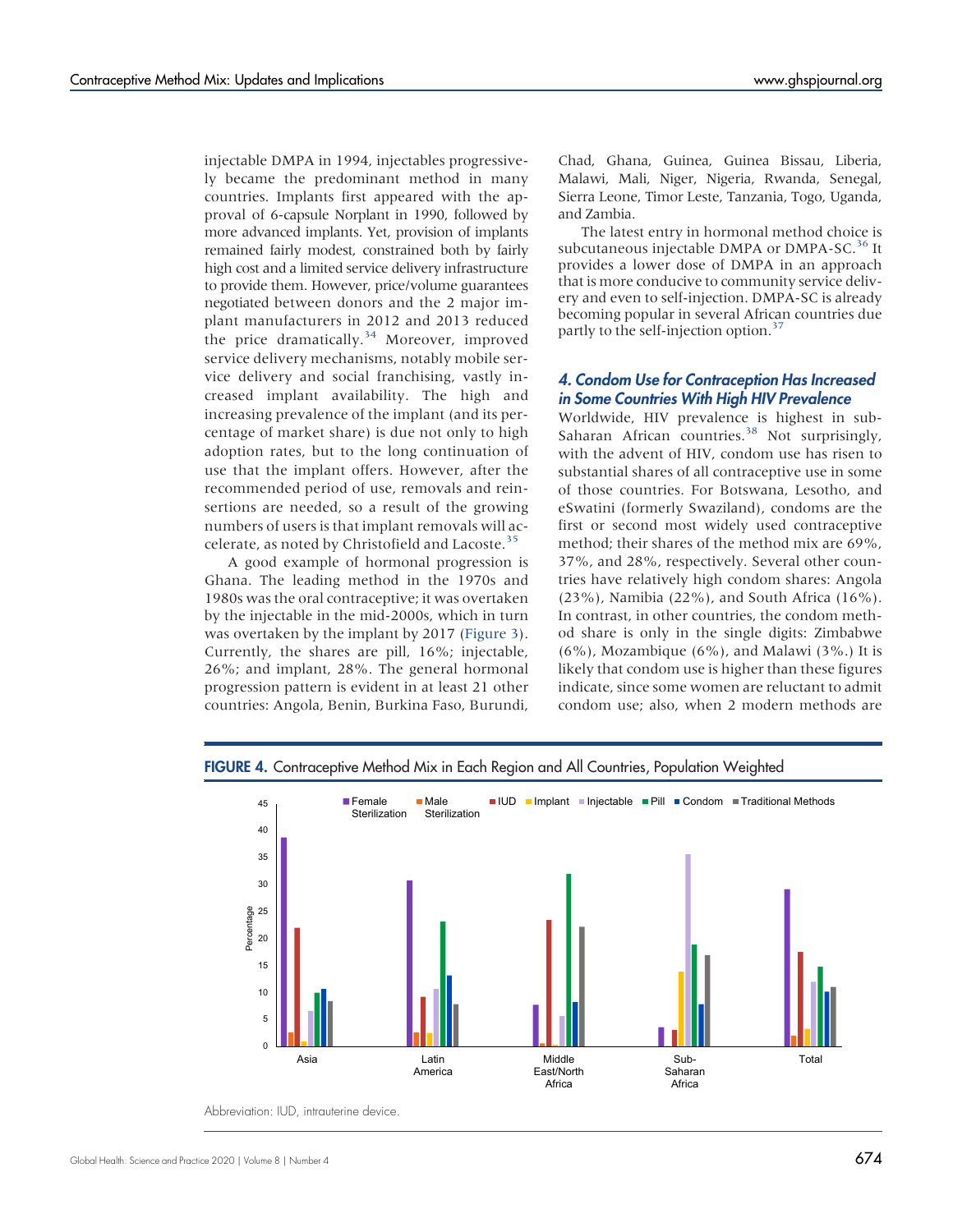injectable DMPA in 1994, injectables progressively became the predominant method in many countries. Implants first appeared with the approval of 6-capsule Norplant in 1990, followed by more advanced implants. Yet, provision of implants remained fairly modest, constrained both by fairly high cost and a limited service delivery infrastructure to provide them. However, price/volume guarantees negotiated between donors and the 2 major implant manufacturers in 2012 and 2013 reduced the price dramatically.[34] Moreover, improved service delivery mechanisms, notably mobile service delivery and social franchising, vastly increased implant availability. The high and increasing prevalence of the implant (and its percentage of market share) is due not only to high adoption rates, but to the long continuation of use that the implant offers. However, after the recommended period of use, removals and reinsertions are needed, so a result of the growing numbers of users is that implant removals will accelerate, as noted by Christofield and Lacoste.[35]

A good example of hormonal progression is Ghana. The leading method in the 1970s and 1980s was the oral contraceptive; it was overtaken by the injectable in the mid-2000s, which in turn was overtaken by the implant by 2017 (Figure 3). Currently, the shares are pill, 16%; injectable, 26%; and implant, 28%. The general hormonal progression pattern is evident in at least 21 other countries: Angola, Benin, Burkina Faso, Burundi, Chad, Ghana, Guinea, Guinea Bissau, Liberia, Malawi, Mali, Niger, Nigeria, Rwanda, Senegal, Sierra Leone, Timor Leste, Tanzania, Togo, Uganda, and Zambia.

The latest entry in hormonal method choice is subcutaneous injectable DMPA or DMPA-SC.[36] It provides a lower dose of DMPA in an approach that is more conducive to community service delivery and even to self-injection. DMPA-SC is already becoming popular in several African countries due partly to the self-injection option.[37]

### 4. Condom Use for Contraception Has Increased in Some Countries With High HIV Prevalence

Worldwide, HIV prevalence is highest in sub-Saharan African countries.[38] Not surprisingly, with the advent of HIV, condom use has risen to substantial shares of all contraceptive use in some of those countries. For Botswana, Lesotho, and eSwatini (formerly Swaziland), condoms are the first or second most widely used contraceptive method; their shares of the method mix are 69%, 37%, and 28%, respectively. Several other countries have relatively high condom shares: Angola (23%), Namibia (22%), and South Africa (16%). In contrast, in other countries, the condom method share is only in the single digits: Zimbabwe (6%), Mozambique (6%), and Malawi (3%.) It is likely that condom use is higher than these figures indicate, since some women are reluctant to admit condom use; also, when 2 modern methods are

**FIGURE 4.** Contraceptive Method Mix in Each Region and All Countries, Population Weighted

Abbreviation: IUD, intrauterine device.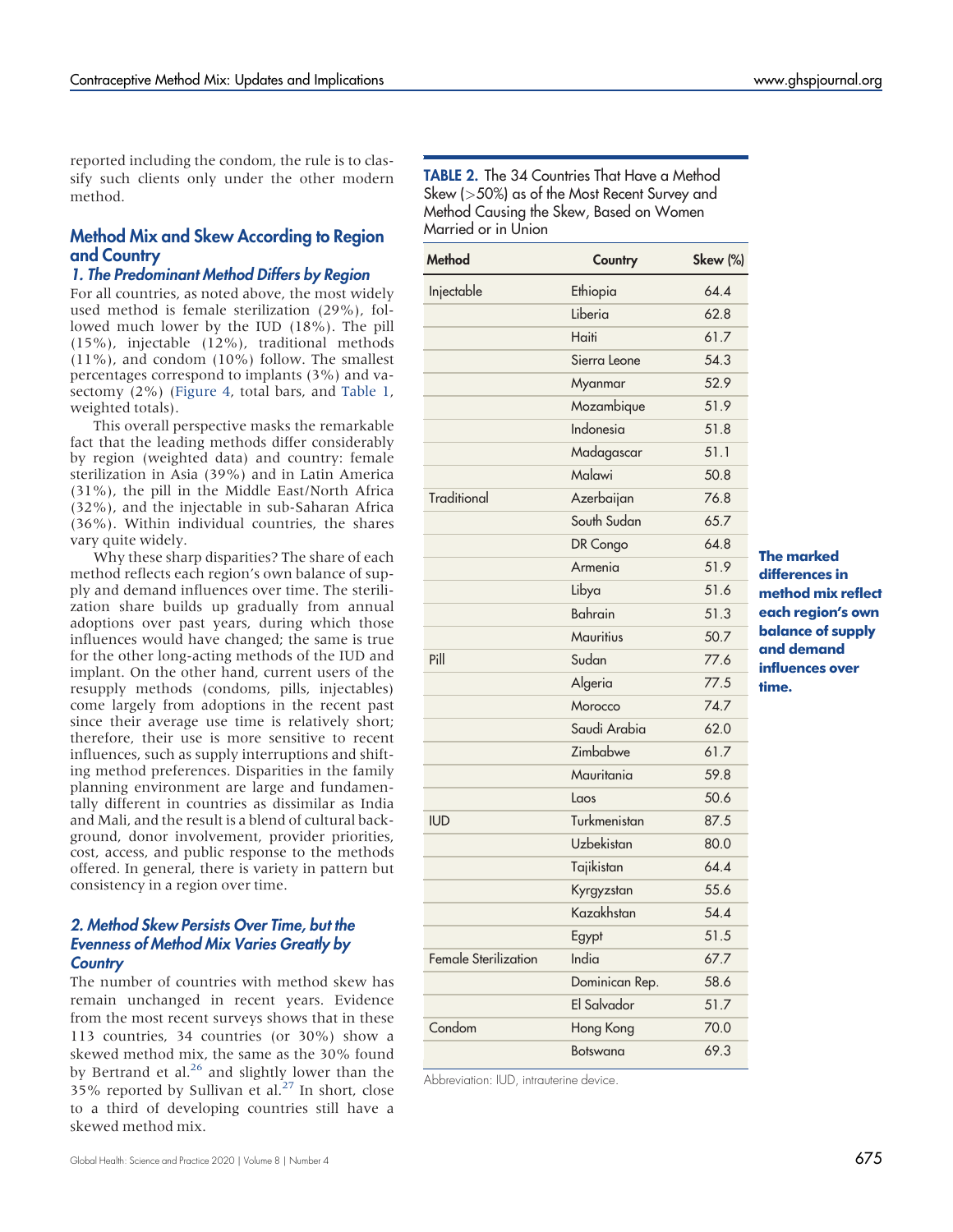reported including the condom, the rule is to classify such clients only under the other modern method.

## Method Mix and Skew According to Region and Country

### 1. The Predominant Method Differs by Region

For all countries, as noted above, the most widely used method is female sterilization (29%), followed much lower by the IUD (18%). The pill (15%), injectable (12%), traditional methods (11%), and condom (10%) follow. The smallest percentages correspond to implants (3%) and vasectomy (2%) (Figure 4, total bars, and Table 1, weighted totals).

This overall perspective masks the remarkable fact that the leading methods differ considerably by region (weighted data) and country: female sterilization in Asia (39%) and in Latin America (31%), the pill in the Middle East/North Africa (32%), and the injectable in sub-Saharan Africa (36%). Within individual countries, the shares vary quite widely.

Why these sharp disparities? The share of each method reflects each region's own balance of supply and demand influences over time. The sterilization share builds up gradually from annual adoptions over past years, during which those influences would have changed; the same is true for the other long-acting methods of the IUD and implant. On the other hand, current users of the resupply methods (condoms, pills, injectables) come largely from adoptions in the recent past since their average use time is relatively short; therefore, their use is more sensitive to recent influences, such as supply interruptions and shifting method preferences. Disparities in the family planning environment are large and fundamentally different in countries as dissimilar as India and Mali, and the result is a blend of cultural background, donor involvement, provider priorities, cost, access, and public response to the methods offered. In general, there is variety in pattern but consistency in a region over time.

**The marked differences in method mix reflect each region's own balance of supply and demand influences over time.**

### 2. Method Skew Persists Over Time, but the Evenness of Method Mix Varies Greatly by Country

The number of countries with method skew has remain unchanged in recent years. Evidence from the most recent surveys shows that in these 113 countries, 34 countries (or 30%) show a skewed method mix, the same as the 30% found by Bertrand et al.[26] and slightly lower than the 35% reported by Sullivan et al.[27] In short, close to a third of developing countries still have a skewed method mix.

**TABLE 2.** The 34 Countries That Have a Method Skew (>50%) as of the Most Recent Survey and Method Causing the Skew, Based on Women Married or in Union

| Method | Country | Skew (%) |
|---|---|---|
| Injectable | Ethiopia | 64.4 |
| | Liberia | 62.8 |
| | Haiti | 61.7 |
| | Sierra Leone | 54.3 |
| | Myanmar | 52.9 |
| | Mozambique | 51.9 |
| | Indonesia | 51.8 |
| | Madagascar | 51.1 |
| | Malawi | 50.8 |
| Traditional | Azerbaijan | 76.8 |
| | South Sudan | 65.7 |
| | DR Congo | 64.8 |
| | Armenia | 51.9 |
| | Libya | 51.6 |
| | Bahrain | 51.3 |
| | Mauritius | 50.7 |
| Pill | Sudan | 77.6 |
| | Algeria | 77.5 |
| | Morocco | 74.7 |
| | Saudi Arabia | 62.0 |
| | Zimbabwe | 61.7 |
| | Mauritania | 59.8 |
| | Laos | 50.6 |
| IUD | Turkmenistan | 87.5 |
| | Uzbekistan | 80.0 |
| | Tajikistan | 64.4 |
| | Kyrgyzstan | 55.6 |
| | Kazakhstan | 54.4 |
| | Egypt | 51.5 |
| Female Sterilization | India | 67.7 |
| | Dominican Rep. | 58.6 |
| | El Salvador | 51.7 |
| Condom | Hong Kong | 70.0 |
| | Botswana | 69.3 |

Abbreviation: IUD, intrauterine device.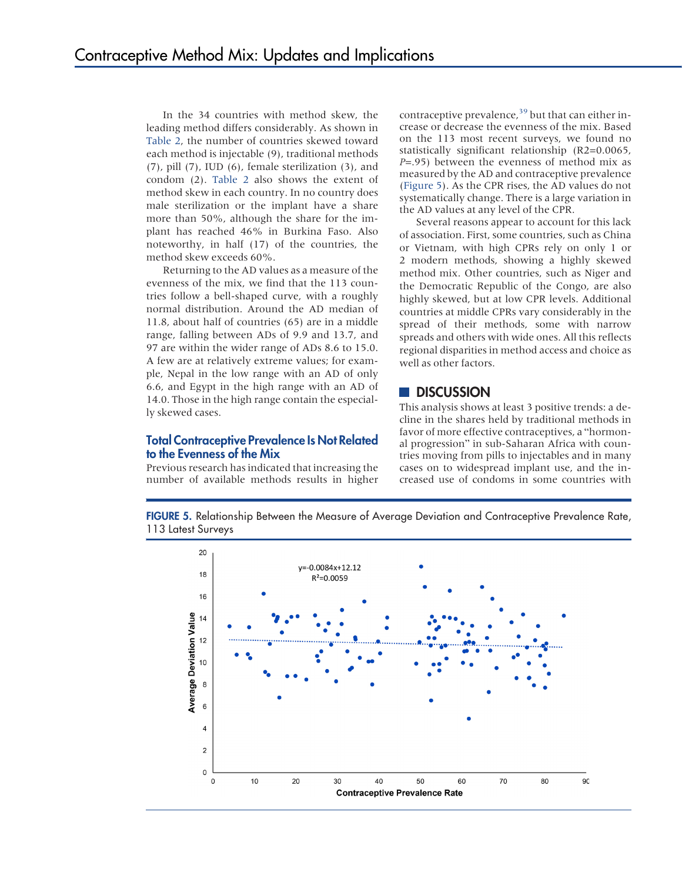In the 34 countries with method skew, the leading method differs considerably. As shown in Table 2, the number of countries skewed toward each method is injectable (9), traditional methods (7), pill (7), IUD (6), female sterilization (3), and condom (2). Table 2 also shows the extent of method skew in each country. In no country does male sterilization or the implant have a share more than 50%, although the share for the implant has reached 46% in Burkina Faso. Also noteworthy, in half (17) of the countries, the method skew exceeds 60%.

Returning to the AD values as a measure of the evenness of the mix, we find that the 113 countries follow a bell-shaped curve, with a roughly normal distribution. Around the AD median of 11.8, about half of countries (65) are in a middle range, falling between ADs of 9.9 and 13.7, and 97 are within the wider range of ADs 8.6 to 15.0. A few are at relatively extreme values; for example, Nepal in the low range with an AD of only 6.6, and Egypt in the high range with an AD of 14.0. Those in the high range contain the especially skewed cases.

### Total Contraceptive Prevalence Is Not Related to the Evenness of the Mix

Previous research has indicated that increasing the number of available methods results in higher contraceptive prevalence,[39] but that can either increase or decrease the evenness of the mix. Based on the 113 most recent surveys, we found no statistically significant relationship ($R2$=0.0065, $P$=.95) between the evenness of method mix as measured by the AD and contraceptive prevalence (Figure 5). As the CPR rises, the AD values do not systematically change. There is a large variation in the AD values at any level of the CPR.

Several reasons appear to account for this lack of association. First, some countries, such as China or Vietnam, with high CPRs rely on only 1 or 2 modern methods, showing a highly skewed method mix. Other countries, such as Niger and the Democratic Republic of the Congo, are also highly skewed, but at low CPR levels. Additional countries at middle CPRs vary considerably in the spread of their methods, some with narrow spreads and others with wide ones. All this reflects regional disparities in method access and choice as well as other factors.

## DISCUSSION

This analysis shows at least 3 positive trends: a decline in the shares held by traditional methods in favor of more effective contraceptives, a "hormonal progression" in sub-Saharan Africa with countries moving from pills to injectables and in many cases on to widespread implant use, and the increased use of condoms in some countries with

**FIGURE 5.** Relationship Between the Measure of Average Deviation and Contraceptive Prevalence Rate, 113 Latest Surveys

$y=-0.0084x+12.12$
$R^2=0.0059$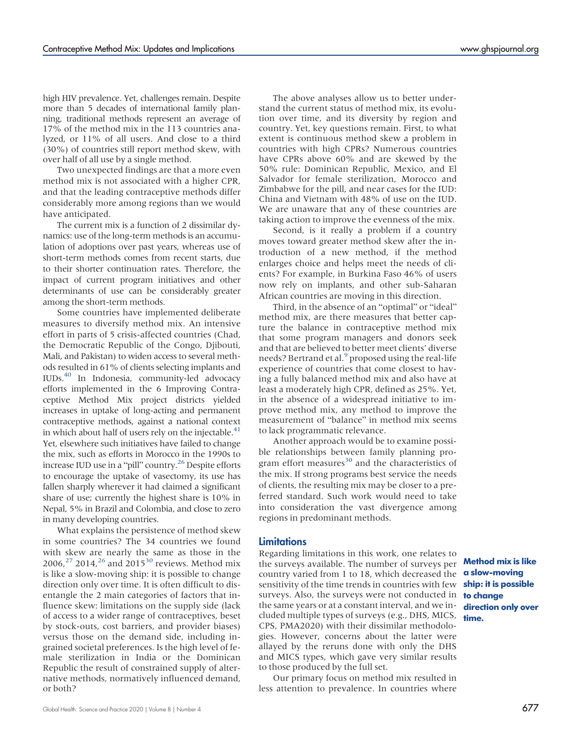high HIV prevalence. Yet, challenges remain. Despite more than 5 decades of international family planning, traditional methods represent an average of 17% of the method mix in the 113 countries analyzed, or 11% of all users. And close to a third (30%) of countries still report method skew, with over half of all use by a single method.

Two unexpected findings are that a more even method mix is not associated with a higher CPR, and that the leading contraceptive methods differ considerably more among regions than we would have anticipated.

The current mix is a function of 2 dissimilar dynamics: use of the long-term methods is an accumulation of adoptions over past years, whereas use of short-term methods comes from recent starts, due to their shorter continuation rates. Therefore, the impact of current program initiatives and other determinants of use can be considerably greater among the short-term methods.

Some countries have implemented deliberate measures to diversify method mix. An intensive effort in parts of 5 crisis-affected countries (Chad, the Democratic Republic of the Congo, Djibouti, Mali, and Pakistan) to widen access to several methods resulted in 61% of clients selecting implants and IUDs.[40] In Indonesia, community-led advocacy efforts implemented in the 6 Improving Contraceptive Method Mix project districts yielded increases in uptake of long-acting and permanent contraceptive methods, against a national context in which about half of users rely on the injectable.[41] Yet, elsewhere such initiatives have failed to change the mix, such as efforts in Morocco in the 1990s to increase IUD use in a "pill" country.[26] Despite efforts to encourage the uptake of vasectomy, its use has fallen sharply wherever it had claimed a significant share of use; currently the highest share is 10% in Nepal, 5% in Brazil and Colombia, and close to zero in many developing countries.

What explains the persistence of method skew in some countries? The 34 countries we found with skew are nearly the same as those in the 2006,[27] 2014,[26] and 2015[30] reviews. Method mix is like a slow-moving ship: it is possible to change direction only over time. It is often difficult to disentangle the 2 main categories of factors that influence skew: limitations on the supply side (lack of access to a wider range of contraceptives, beset by stock-outs, cost barriers, and provider biases) versus those on the demand side, including ingrained societal preferences. Is the high level of female sterilization in India or the Dominican Republic the result of constrained supply of alternative methods, normatively influenced demand, or both?

The above analyses allow us to better understand the current status of method mix, its evolution over time, and its diversity by region and country. Yet, key questions remain. First, to what extent is continuous method skew a problem in countries with high CPRs? Numerous countries have CPRs above 60% and are skewed by the 50% rule: Dominican Republic, Mexico, and El Salvador for female sterilization, Morocco and Zimbabwe for the pill, and near cases for the IUD: China and Vietnam with 48% of use on the IUD. We are unaware that any of these countries are taking action to improve the evenness of the mix.

Second, is it really a problem if a country moves toward greater method skew after the introduction of a new method, if the method enlarges choice and helps meet the needs of clients? For example, in Burkina Faso 46% of users now rely on implants, and other sub-Saharan African countries are moving in this direction.

Third, in the absence of an "optimal" or "ideal" method mix, are there measures that better capture the balance in contraceptive method mix that some program managers and donors seek and that are believed to better meet clients' diverse needs? Bertrand et al.[9] proposed using the real-life experience of countries that come closest to having a fully balanced method mix and also have at least a moderately high CPR, defined as 25%. Yet, in the absence of a widespread initiative to improve method mix, any method to improve the measurement of "balance" in method mix seems to lack programmatic relevance.

Another approach would be to examine possible relationships between family planning program effort measures[30] and the characteristics of the mix. If strong programs best service the needs of clients, the resulting mix may be closer to a preferred standard. Such work would need to take into consideration the vast divergence among regions in predominant methods.

## Limitations

Regarding limitations in this work, one relates to the surveys available. The number of surveys per country varied from 1 to 18, which decreased the sensitivity of the time trends in countries with few surveys. Also, the surveys were not conducted in the same years or at a constant interval, and we included multiple types of surveys (e.g., DHS, MICS, CPS, PMA2020) with their dissimilar methodologies. However, concerns about the latter were allayed by the reruns done with only the DHS and MICS types, which gave very similar results to those produced by the full set.

**Method mix is like a slow-moving ship: it is possible to change direction only over time.**

Our primary focus on method mix resulted in less attention to prevalence. In countries where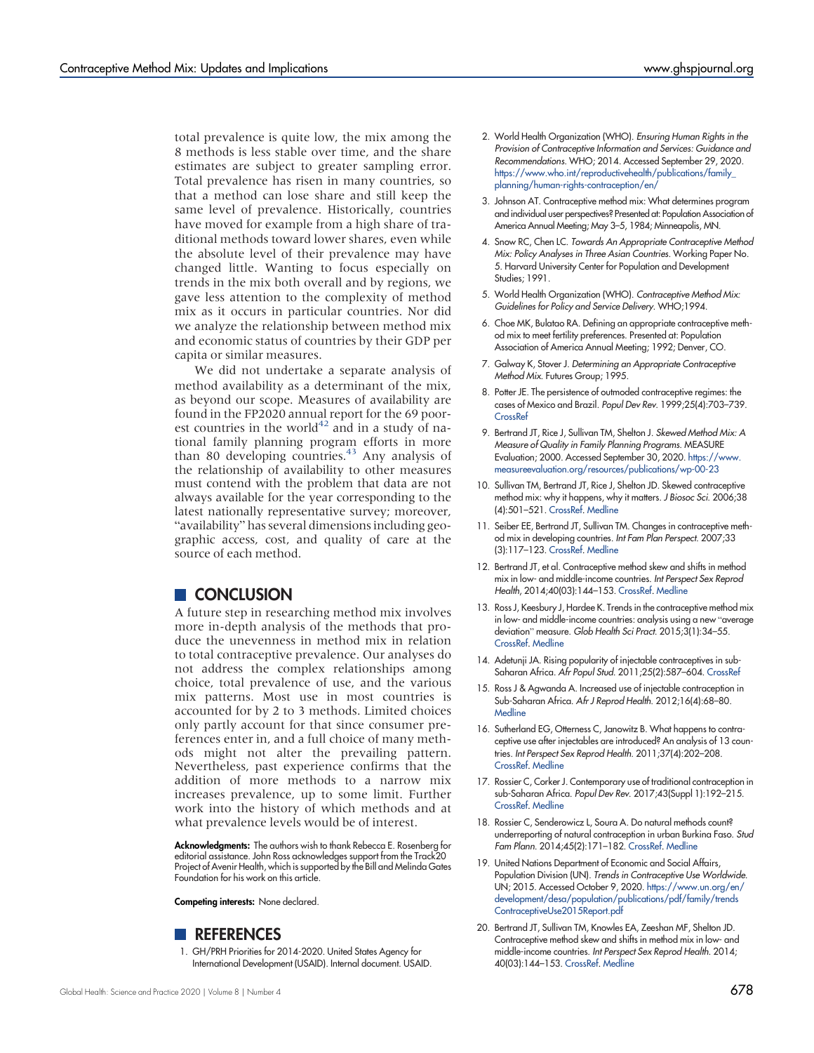total prevalence is quite low, the mix among the 8 methods is less stable over time, and the share estimates are subject to greater sampling error. Total prevalence has risen in many countries, so that a method can lose share and still keep the same level of prevalence. Historically, countries have moved for example from a high share of traditional methods toward lower shares, even while the absolute level of their prevalence may have changed little. Wanting to focus especially on trends in the mix both overall and by regions, we gave less attention to the complexity of method mix as it occurs in particular countries. Nor did we analyze the relationship between method mix and economic status of countries by their GDP per capita or similar measures.

We did not undertake a separate analysis of method availability as a determinant of the mix, as beyond our scope. Measures of availability are found in the FP2020 annual report for the 69 poorest countries in the world[42] and in a study of national family planning program efforts in more than 80 developing countries.[43] Any analysis of the relationship of availability to other measures must contend with the problem that data are not always available for the year corresponding to the latest nationally representative survey; moreover, "availability" has several dimensions including geographic access, cost, and quality of care at the source of each method.

## CONCLUSION

A future step in researching method mix involves more in-depth analysis of the methods that produce the unevenness in method mix in relation to total contraceptive prevalence. Our analyses do not address the complex relationships among choice, total prevalence of use, and the various mix patterns. Most use in most countries is accounted for by 2 to 3 methods. Limited choices only partly account for that since consumer preferences enter in, and a full choice of many methods might not alter the prevailing pattern. Nevertheless, past experience confirms that the addition of more methods to a narrow mix increases prevalence, up to some limit. Further work into the history of which methods and at what prevalence levels would be of interest.

**Acknowledgments:** The authors wish to thank Rebecca E. Rosenberg for editorial assistance. John Ross acknowledges support from the Track20 Project of Avenir Health, which is supported by the Bill and Melinda Gates Foundation for his work on this article.

**Competing interests:** None declared.

## REFERENCES

1. GH/PRH Priorities for 2014-2020. United States Agency for International Development (USAID). Internal document. USAID.
2. World Health Organization (WHO). *Ensuring Human Rights in the Provision of Contraceptive Information and Services: Guidance and Recommendations*. WHO; 2014. Accessed September 29, 2020. https://www.who.int/reproductivehealth/publications/family_planning/human-rights-contraception/en/
3. Johnson AT. Contraceptive method mix: What determines program and individual user perspectives? Presented at: Population Association of America Annual Meeting; May 3–5, 1984; Minneapolis, MN.
4. Snow RC, Chen LC. *Towards An Appropriate Contraceptive Method Mix: Policy Analyses in Three Asian Countries*. Working Paper No. 5. Harvard University Center for Population and Development Studies; 1991.
5. World Health Organization (WHO). *Contraceptive Method Mix: Guidelines for Policy and Service Delivery*. WHO;1994.
6. Choe MK, Bulatao RA. Defining an appropriate contraceptive method mix to meet fertility preferences. Presented at: Population Association of America Annual Meeting; 1992; Denver, CO.
7. Galway K, Stover J. *Determining an Appropriate Contraceptive Method Mix*. Futures Group; 1995.
8. Potter JE. The persistence of outmoded contraceptive regimes: the cases of Mexico and Brazil. *Popul Dev Rev*. 1999;25(4):703–739. CrossRef
9. Bertrand JT, Rice J, Sullivan TM, Shelton J. *Skewed Method Mix: A Measure of Quality in Family Planning Programs*. MEASURE Evaluation; 2000. Accessed September 30, 2020. https://www.measureevaluation.org/resources/publications/wp-00-23
10. Sullivan TM, Bertrand JT, Rice J, Shelton JD. Skewed contraceptive method mix: why it happens, why it matters. *J Biosoc Sci*. 2006;38(4):501–521. CrossRef. Medline
11. Seiber EE, Bertrand JT, Sullivan TM. Changes in contraceptive method mix in developing countries. *Int Fam Plan Perspect*. 2007;33(3):117–123. CrossRef. Medline
12. Bertrand JT, et al. Contraceptive method skew and shifts in method mix in low- and middle-income countries. *Int Perspect Sex Reprod Health*, 2014;40(03):144–153. CrossRef. Medline
13. Ross J, Keesbury J, Hardee K. Trends in the contraceptive method mix in low- and middle-income countries: analysis using a new "average deviation" measure. *Glob Health Sci Pract*. 2015;3(1):34–55. CrossRef. Medline
14. Adetunji JA. Rising popularity of injectable contraceptives in sub-Saharan Africa. *Afr Popul Stud*. 2011;25(2):587–604. CrossRef
15. Ross J & Agwanda A. Increased use of injectable contraception in Sub-Saharan Africa. *Afr J Reprod Health*. 2012;16(4):68–80. Medline
16. Sutherland EG, Otterness C, Janowitz B. What happens to contraceptive use after injectables are introduced? An analysis of 13 countries. *Int Perspect Sex Reprod Health*. 2011;37(4):202–208. CrossRef. Medline
17. Rossier C, Corker J. Contemporary use of traditional contraception in sub-Saharan Africa. *Popul Dev Rev*. 2017;43(Suppl 1):192–215. CrossRef. Medline
18. Rossier C, Senderowicz L, Soura A. Do natural methods count? underreporting of natural contraception in urban Burkina Faso. *Stud Fam Plann*. 2014;45(2):171–182. CrossRef. Medline
19. United Nations Department of Economic and Social Affairs, Population Division (UN). *Trends in Contraceptive Use Worldwide*. UN; 2015. Accessed October 9, 2020. https://www.un.org/en/development/desa/population/publications/pdf/family/trendsContraceptiveUse2015Report.pdf
20. Bertrand JT, Sullivan TM, Knowles EA, Zeeshan MF, Shelton JD. Contraceptive method skew and shifts in method mix in low- and middle-income countries. *Int Perspect Sex Reprod Health*. 2014; 40(03):144–153. CrossRef. Medline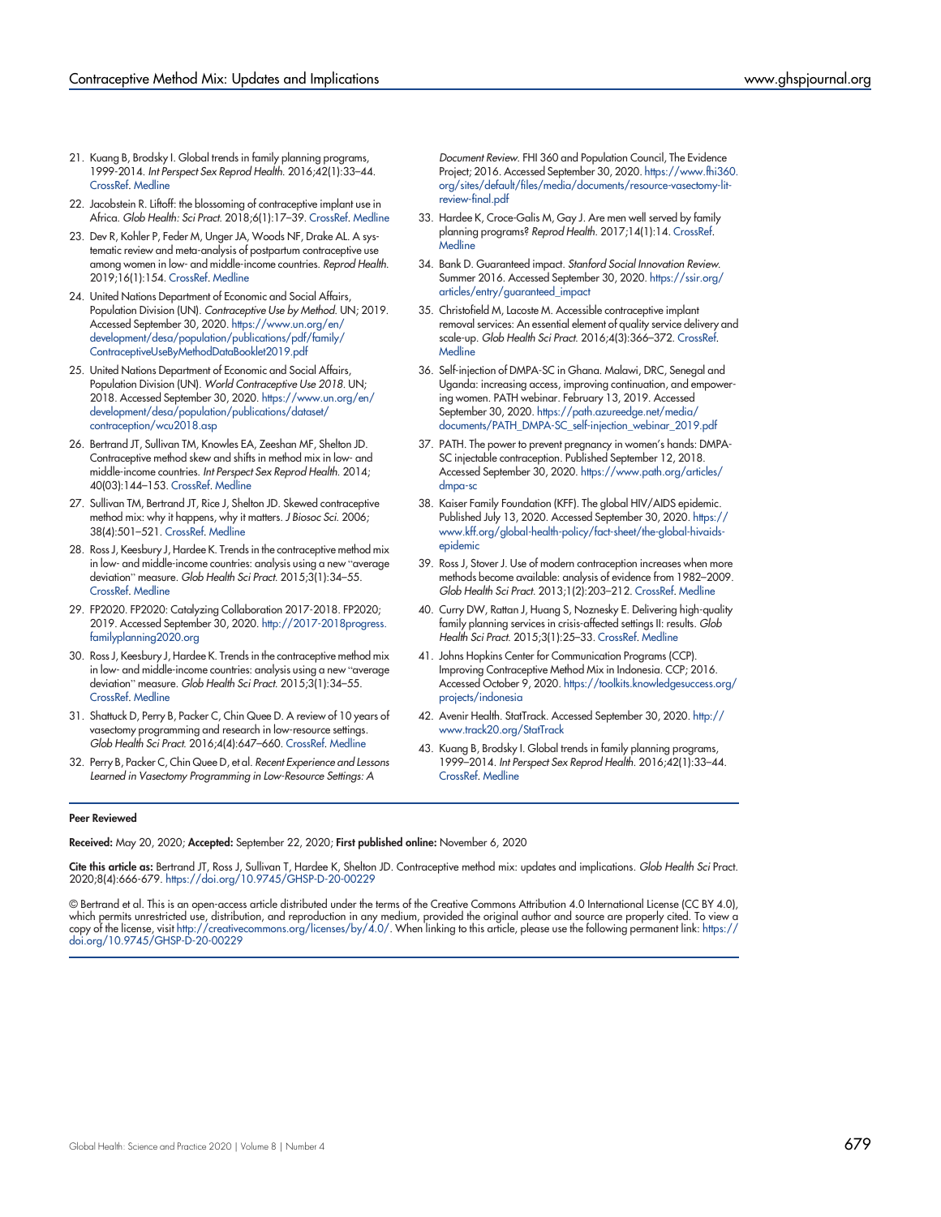21. Kuang B, Brodsky I. Global trends in family planning programs, 1999-2014. *Int Perspect Sex Reprod Health*. 2016;42(1):33–44. CrossRef. Medline
22. Jacobstein R. Liftoff: the blossoming of contraceptive implant use in Africa. *Glob Health: Sci Pract.* 2018;6(1):17–39. CrossRef. Medline
23. Dev R, Kohler P, Feder M, Unger JA, Woods NF, Drake AL. A systematic review and meta-analysis of postpartum contraceptive use among women in low- and middle-income countries. *Reprod Health*. 2019;16(1):154. CrossRef. Medline
24. United Nations Department of Economic and Social Affairs, Population Division (UN). *Contraceptive Use by Method*. UN; 2019. Accessed September 30, 2020. https://www.un.org/en/development/desa/population/publications/pdf/family/ContraceptiveUseByMethodDataBooklet2019.pdf
25. United Nations Department of Economic and Social Affairs, Population Division (UN). *World Contraceptive Use 2018*. UN; 2018. Accessed September 30, 2020. https://www.un.org/en/development/desa/population/publications/dataset/contraception/wcu2018.asp
26. Bertrand JT, Sullivan TM, Knowles EA, Zeeshan MF, Shelton JD. Contraceptive method skew and shifts in method mix in low- and middle-income countries. *Int Perspect Sex Reprod Health*. 2014; 40(03):144–153. CrossRef. Medline
27. Sullivan TM, Bertrand JT, Rice J, Shelton JD. Skewed contraceptive method mix: why it happens, why it matters. *J Biosoc Sci*. 2006; 38(4):501–521. CrossRef. Medline
28. Ross J, Keesbury J, Hardee K. Trends in the contraceptive method mix in low- and middle-income countries: analysis using a new "average deviation" measure. *Glob Health Sci Pract*. 2015;3(1):34–55. CrossRef. Medline
29. FP2020. FP2020: Catalyzing Collaboration 2017-2018. FP2020; 2019. Accessed September 30, 2020. http://2017-2018progress.familyplanning2020.org
30. Ross J, Keesbury J, Hardee K. Trends in the contraceptive method mix in low- and middle-income countries: analysis using a new "average deviation" measure. *Glob Health Sci Pract*. 2015;3(1):34–55. CrossRef. Medline
31. Shattuck D, Perry B, Packer C, Chin Quee D. A review of 10 years of vasectomy programming and research in low-resource settings. *Glob Health Sci Pract*. 2016;4(4):647–660. CrossRef. Medline
32. Perry B, Packer C, Chin Quee D, et al. *Recent Experience and Lessons Learned in Vasectomy Programming in Low-Resource Settings: A Document Review*. FHI 360 and Population Council, The Evidence Project; 2016. Accessed September 30, 2020. https://www.fhi360.org/sites/default/files/media/documents/resource-vasectomy-lit-review-final.pdf
33. Hardee K, Croce-Galis M, Gay J. Are men well served by family planning programs? *Reprod Health*. 2017;14(1):14. CrossRef. Medline
34. Bank D. Guaranteed impact. *Stanford Social Innovation Review*. Summer 2016. Accessed September 30, 2020. https://ssir.org/articles/entry/guaranteed_impact
35. Christofield M, Lacoste M. Accessible contraceptive implant removal services: An essential element of quality service delivery and scale-up. *Glob Health Sci Pract.* 2016;4(3):366–372. CrossRef. Medline
36. Self-injection of DMPA-SC in Ghana. Malawi, DRC, Senegal and Uganda: increasing access, improving continuation, and empowering women. PATH webinar. February 13, 2019. Accessed September 30, 2020. https://path.azureedge.net/media/documents/PATH_DMPA-SC_self-injection_webinar_2019.pdf
37. PATH. The power to prevent pregnancy in women's hands: DMPA-SC injectable contraception. Published September 12, 2018. Accessed September 30, 2020. https://www.path.org/articles/dmpa-sc
38. Kaiser Family Foundation (KFF). The global HIV/AIDS epidemic. Published July 13, 2020. Accessed September 30, 2020. https://www.kff.org/global-health-policy/fact-sheet/the-global-hivaids-epidemic
39. Ross J, Stover J. Use of modern contraception increases when more methods become available: analysis of evidence from 1982–2009. *Glob Health Sci Pract*. 2013;1(2):203–212. CrossRef. Medline
40. Curry DW, Rattan J, Huang S, Noznesky E. Delivering high-quality family planning services in crisis-affected settings II: results. *Glob Health Sci Pract*. 2015;3(1):25–33. CrossRef. Medline
41. Johns Hopkins Center for Communication Programs (CCP). Improving Contraceptive Method Mix in Indonesia. CCP; 2016. Accessed October 9, 2020. https://toolkits.knowledgesuccess.org/projects/indonesia
42. Avenir Health. StatTrack. Accessed September 30, 2020. http://www.track20.org/StatTrack
43. Kuang B, Brodsky I. Global trends in family planning programs, 1999–2014. *Int Perspect Sex Reprod Health*. 2016;42(1):33–44. CrossRef. Medline

**Peer Reviewed**

**Received:** May 20, 2020; **Accepted:** September 22, 2020; **First published online:** November 6, 2020

**Cite this article as:** Bertrand JT, Ross J, Sullivan T, Hardee K, Shelton JD. Contraceptive method mix: updates and implications. *Glob Health Sci* Pract. 2020;8(4):666-679. https://doi.org/10.9745/GHSP-D-20-00229

© Bertrand et al. This is an open-access article distributed under the terms of the Creative Commons Attribution 4.0 International License (CC BY 4.0), which permits unrestricted use, distribution, and reproduction in any medium, provided the original author and source are properly cited. To view a copy of the license, visit http://creativecommons.org/licenses/by/4.0/. When linking to this article, please use the following permanent link: https://doi.org/10.9745/GHSP-D-20-00229